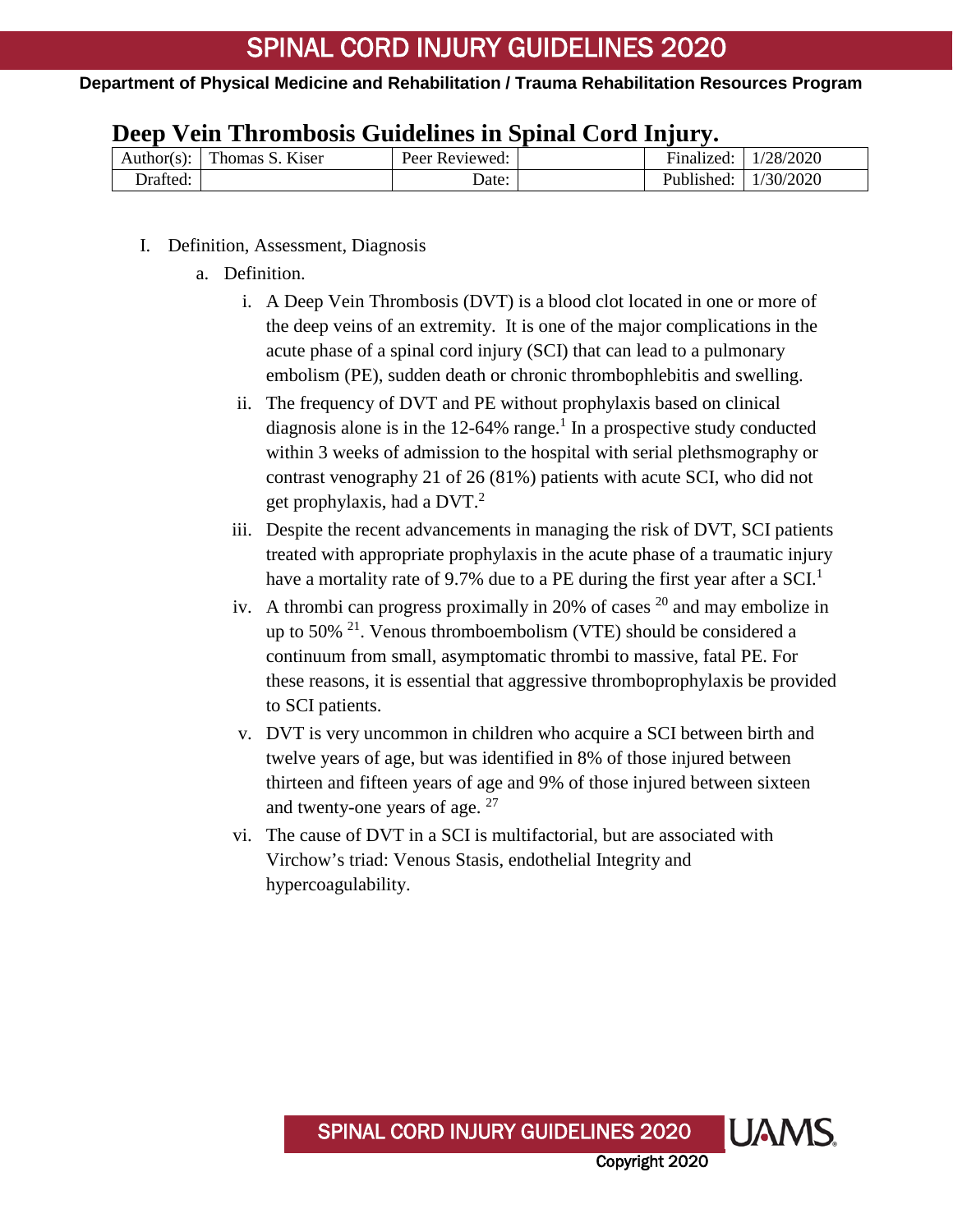# Deep Vein Thrombosis Guidelines in Spinal Cord Injury.

| Author(s): | Thomas S. Kiser | Peer Reviewed: | | Finalized: | 1/28/2020 |
|---|---|---|---|---|---|
| Drafted: | | Date: | | Published: | 1/30/2020 |

I. Definition, Assessment, Diagnosis

a. Definition.

i. A Deep Vein Thrombosis (DVT) is a blood clot located in one or more of the deep veins of an extremity. It is one of the major complications in the acute phase of a spinal cord injury (SCI) that can lead to a pulmonary embolism (PE), sudden death or chronic thrombophlebitis and swelling.

ii. The frequency of DVT and PE without prophylaxis based on clinical diagnosis alone is in the 12-64% range.[1] In a prospective study conducted within 3 weeks of admission to the hospital with serial plethsmography or contrast venography 21 of 26 (81%) patients with acute SCI, who did not get prophylaxis, had a DVT.[2]

iii. Despite the recent advancements in managing the risk of DVT, SCI patients treated with appropriate prophylaxis in the acute phase of a traumatic injury have a mortality rate of 9.7% due to a PE during the first year after a SCI.[1]

iv. A thrombi can progress proximally in 20% of cases [20] and may embolize in up to 50% [21]. Venous thromboembolism (VTE) should be considered a continuum from small, asymptomatic thrombi to massive, fatal PE. For these reasons, it is essential that aggressive thromboprophylaxis be provided to SCI patients.

v. DVT is very uncommon in children who acquire a SCI between birth and twelve years of age, but was identified in 8% of those injured between thirteen and fifteen years of age and 9% of those injured between sixteen and twenty-one years of age. [27]

vi. The cause of DVT in a SCI is multifactorial, but are associated with Virchow's triad: Venous Stasis, endothelial Integrity and hypercoagulability.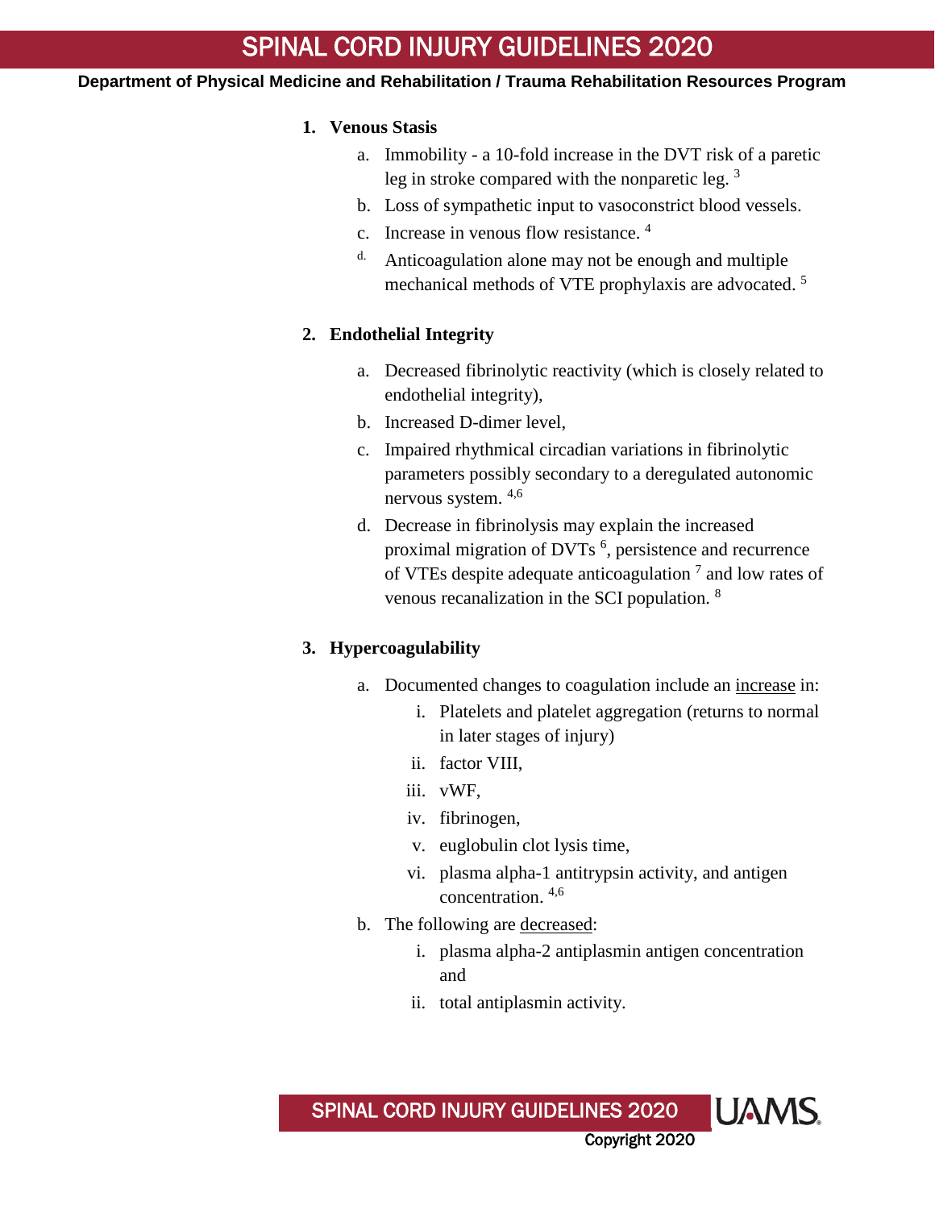1. **Venous Stasis**
   a. Immobility - a 10-fold increase in the DVT risk of a paretic leg in stroke compared with the nonparetic leg. [3]
   b. Loss of sympathetic input to vasoconstrict blood vessels.
   c. Increase in venous flow resistance. [4]
   d. Anticoagulation alone may not be enough and multiple mechanical methods of VTE prophylaxis are advocated. [5]

2. **Endothelial Integrity**
   a. Decreased fibrinolytic reactivity (which is closely related to endothelial integrity),
   b. Increased D-dimer level,
   c. Impaired rhythmical circadian variations in fibrinolytic parameters possibly secondary to a deregulated autonomic nervous system. [4,6]
   d. Decrease in fibrinolysis may explain the increased proximal migration of DVTs [6], persistence and recurrence of VTEs despite adequate anticoagulation [7] and low rates of venous recanalization in the SCI population. [8]

3. **Hypercoagulability**
   a. Documented changes to coagulation include an <u>increase</u> in:
      i. Platelets and platelet aggregation (returns to normal in later stages of injury)
      ii. factor VIII,
      iii. vWF,
      iv. fibrinogen,
      v. euglobulin clot lysis time,
      vi. plasma alpha-1 antitrypsin activity, and antigen concentration. [4,6]
   b. The following are <u>decreased</u>:
      i. plasma alpha-2 antiplasmin antigen concentration and
      ii. total antiplasmin activity.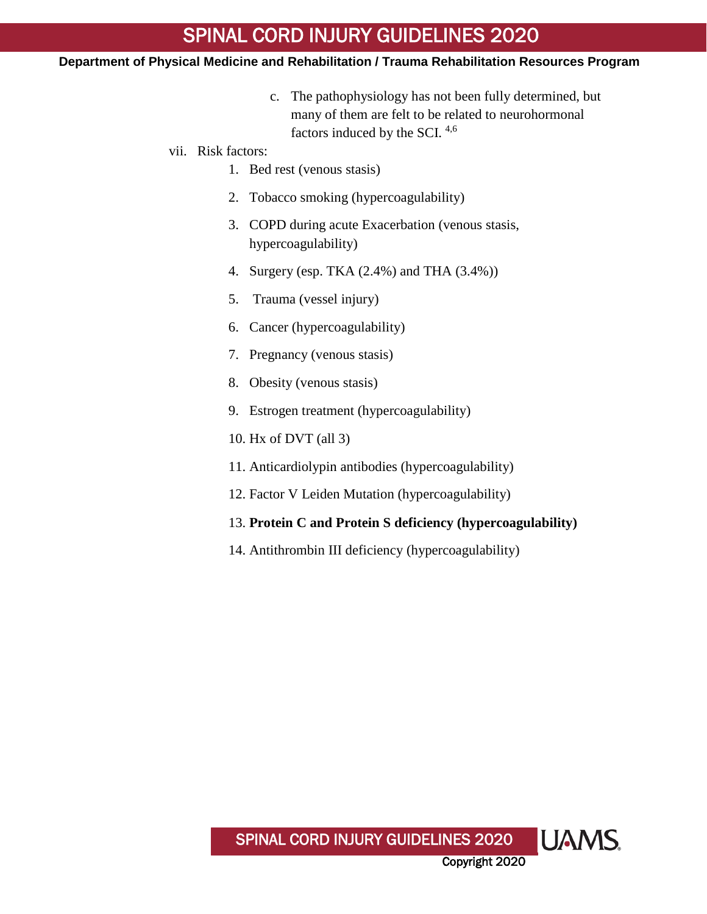c. The pathophysiology has not been fully determined, but many of them are felt to be related to neurohormonal factors induced by the SCI. [4,6]

vii. Risk factors:

1. Bed rest (venous stasis)
2. Tobacco smoking (hypercoagulability)
3. COPD during acute Exacerbation (venous stasis, hypercoagulability)
4. Surgery (esp. TKA (2.4%) and THA (3.4%))
5. Trauma (vessel injury)
6. Cancer (hypercoagulability)
7. Pregnancy (venous stasis)
8. Obesity (venous stasis)
9. Estrogen treatment (hypercoagulability)
10. Hx of DVT (all 3)
11. Anticardiolypin antibodies (hypercoagulability)
12. Factor V Leiden Mutation (hypercoagulability)
13. **Protein C and Protein S deficiency (hypercoagulability)**
14. Antithrombin III deficiency (hypercoagulability)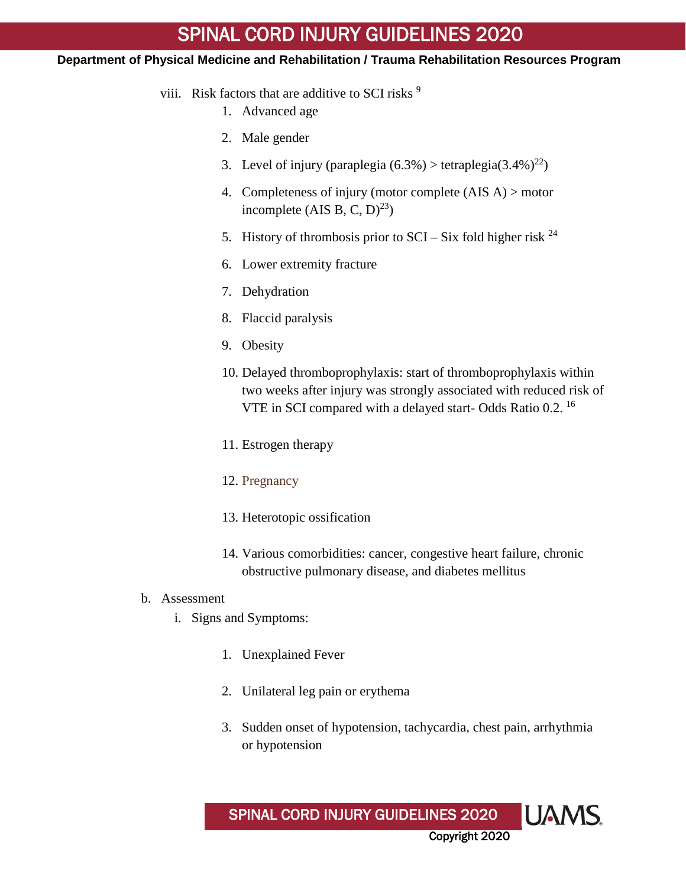viii. Risk factors that are additive to SCI risks [9]

1. Advanced age
2. Male gender
3. Level of injury (paraplegia (6.3%) > tetraplegia(3.4%)[22])
4. Completeness of injury (motor complete (AIS A) > motor incomplete (AIS B, C, D)[23])
5. History of thrombosis prior to SCI – Six fold higher risk [24]
6. Lower extremity fracture
7. Dehydration
8. Flaccid paralysis
9. Obesity
10. Delayed thromboprophylaxis: start of thromboprophylaxis within two weeks after injury was strongly associated with reduced risk of VTE in SCI compared with a delayed start- Odds Ratio 0.2. [16]
11. Estrogen therapy
12. Pregnancy
13. Heterotopic ossification
14. Various comorbidities: cancer, congestive heart failure, chronic obstructive pulmonary disease, and diabetes mellitus

b. Assessment

i. Signs and Symptoms:

1. Unexplained Fever
2. Unilateral leg pain or erythema
3. Sudden onset of hypotension, tachycardia, chest pain, arrhythmia or hypotension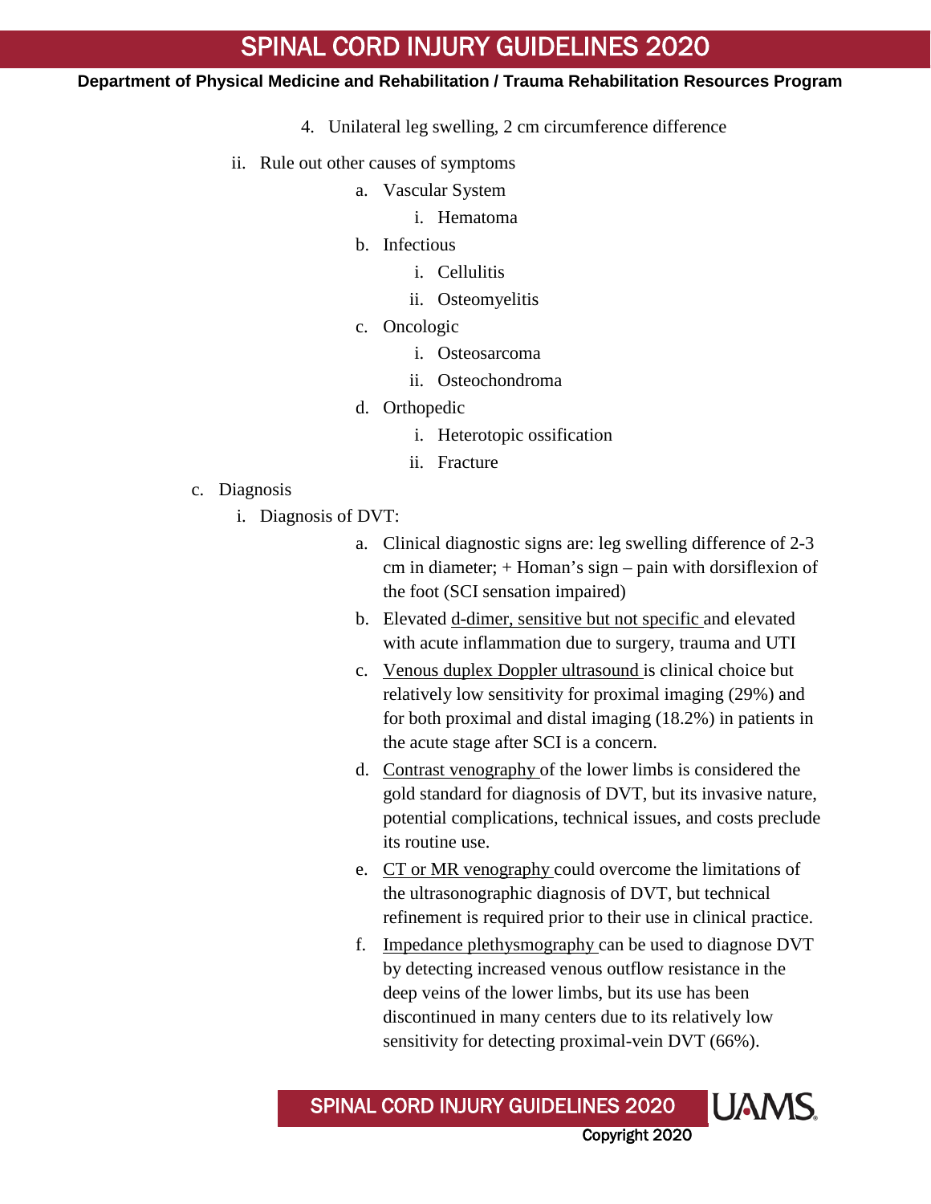4. Unilateral leg swelling, 2 cm circumference difference

ii. Rule out other causes of symptoms

a. Vascular System
    i. Hematoma
b. Infectious
    i. Cellulitis
    ii. Osteomyelitis
c. Oncologic
    i. Osteosarcoma
    ii. Osteochondroma
d. Orthopedic
    i. Heterotopic ossification
    ii. Fracture

c. Diagnosis

i. Diagnosis of DVT:

a. Clinical diagnostic signs are: leg swelling difference of 2-3 cm in diameter; + Homan's sign – pain with dorsiflexion of the foot (SCI sensation impaired)
b. Elevated d-dimer, sensitive but not specific and elevated with acute inflammation due to surgery, trauma and UTI
c. Venous duplex Doppler ultrasound is clinical choice but relatively low sensitivity for proximal imaging (29%) and for both proximal and distal imaging (18.2%) in patients in the acute stage after SCI is a concern.
d. Contrast venography of the lower limbs is considered the gold standard for diagnosis of DVT, but its invasive nature, potential complications, technical issues, and costs preclude its routine use.
e. CT or MR venography could overcome the limitations of the ultrasonographic diagnosis of DVT, but technical refinement is required prior to their use in clinical practice.
f. Impedance plethysmography can be used to diagnose DVT by detecting increased venous outflow resistance in the deep veins of the lower limbs, but its use has been discontinued in many centers due to its relatively low sensitivity for detecting proximal-vein DVT (66%).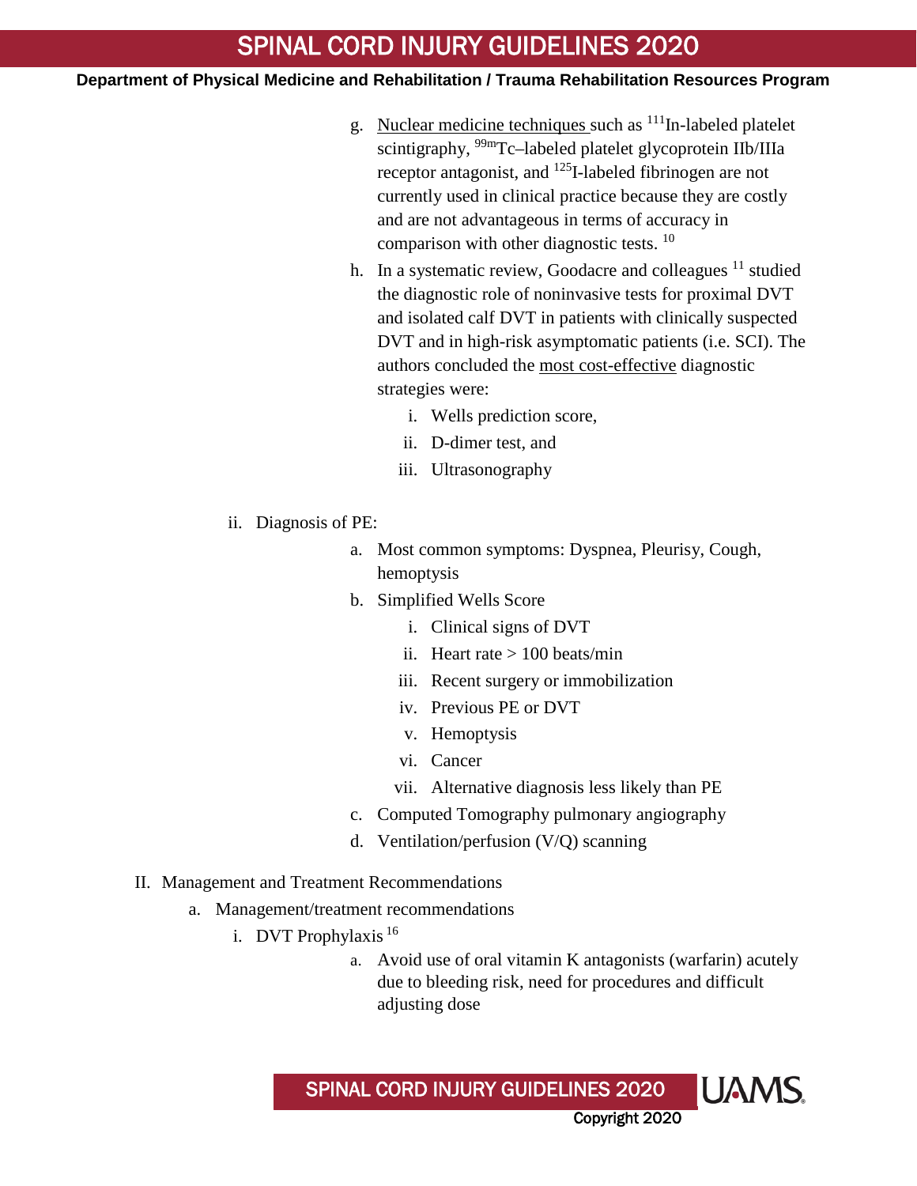g. Nuclear medicine techniques such as $^{111}$In-labeled platelet scintigraphy, $^{99m}$Tc–labeled platelet glycoprotein IIb/IIIa receptor antagonist, and $^{125}$I-labeled fibrinogen are not currently used in clinical practice because they are costly and are not advantageous in terms of accuracy in comparison with other diagnostic tests. [10]

h. In a systematic review, Goodacre and colleagues [11] studied the diagnostic role of noninvasive tests for proximal DVT and isolated calf DVT in patients with clinically suspected DVT and in high-risk asymptomatic patients (i.e. SCI). The authors concluded the most cost-effective diagnostic strategies were:

   i. Wells prediction score,
   ii. D-dimer test, and
   iii. Ultrasonography

ii. Diagnosis of PE:

   a. Most common symptoms: Dyspnea, Pleurisy, Cough, hemoptysis
   b. Simplified Wells Score
      i. Clinical signs of DVT
      ii. Heart rate > 100 beats/min
      iii. Recent surgery or immobilization
      iv. Previous PE or DVT
      v. Hemoptysis
      vi. Cancer
      vii. Alternative diagnosis less likely than PE
   c. Computed Tomography pulmonary angiography
   d. Ventilation/perfusion (V/Q) scanning

II. Management and Treatment Recommendations

   a. Management/treatment recommendations
      i. DVT Prophylaxis [16]
         a. Avoid use of oral vitamin K antagonists (warfarin) acutely due to bleeding risk, need for procedures and difficult adjusting dose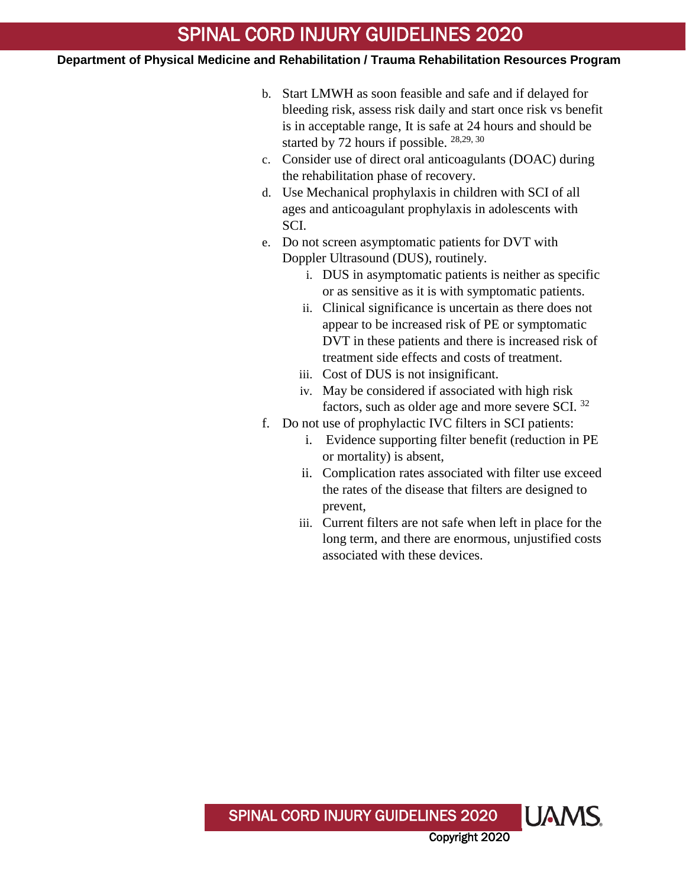b. Start LMWH as soon feasible and safe and if delayed for bleeding risk, assess risk daily and start once risk vs benefit is in acceptable range, It is safe at 24 hours and should be started by 72 hours if possible. [28,29, 30]

c. Consider use of direct oral anticoagulants (DOAC) during the rehabilitation phase of recovery.

d. Use Mechanical prophylaxis in children with SCI of all ages and anticoagulant prophylaxis in adolescents with SCI.

e. Do not screen asymptomatic patients for DVT with Doppler Ultrasound (DUS), routinely.

    i. DUS in asymptomatic patients is neither as specific or as sensitive as it is with symptomatic patients.

    ii. Clinical significance is uncertain as there does not appear to be increased risk of PE or symptomatic DVT in these patients and there is increased risk of treatment side effects and costs of treatment.

    iii. Cost of DUS is not insignificant.

    iv. May be considered if associated with high risk factors, such as older age and more severe SCI. [32]

f. Do not use of prophylactic IVC filters in SCI patients:

    i. Evidence supporting filter benefit (reduction in PE or mortality) is absent,

    ii. Complication rates associated with filter use exceed the rates of the disease that filters are designed to prevent,

    iii. Current filters are not safe when left in place for the long term, and there are enormous, unjustified costs associated with these devices.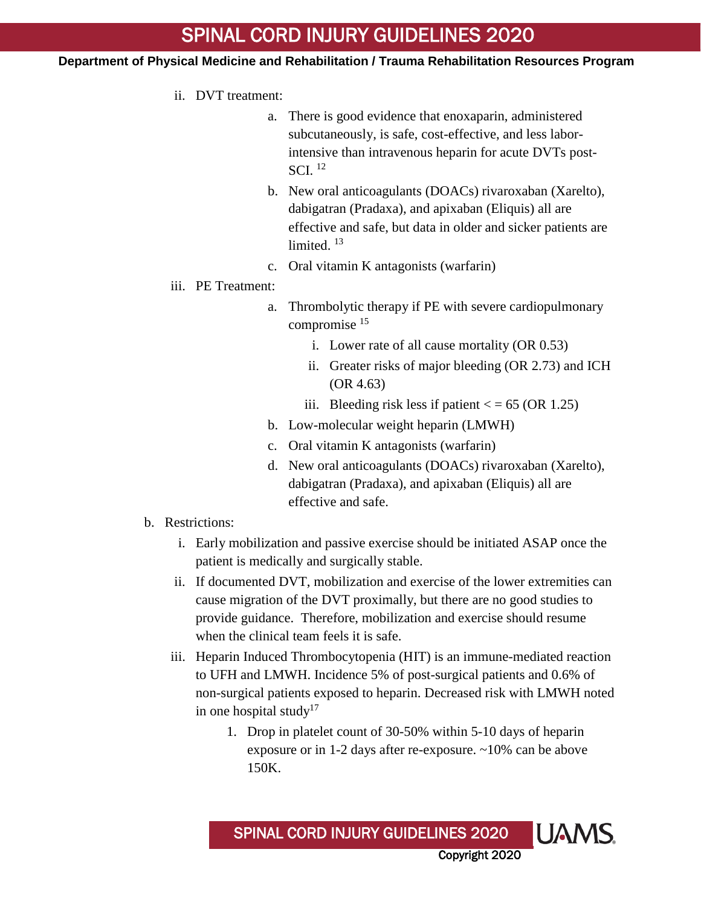- ii. DVT treatment:
  - a. There is good evidence that enoxaparin, administered subcutaneously, is safe, cost-effective, and less labor-intensive than intravenous heparin for acute DVTs post-SCI. [12]
  - b. New oral anticoagulants (DOACs) rivaroxaban (Xarelto), dabigatran (Pradaxa), and apixaban (Eliquis) all are effective and safe, but data in older and sicker patients are limited. [13]
  - c. Oral vitamin K antagonists (warfarin)
- iii. PE Treatment:
  - a. Thrombolytic therapy if PE with severe cardiopulmonary compromise [15]
    - i. Lower rate of all cause mortality (OR 0.53)
    - ii. Greater risks of major bleeding (OR 2.73) and ICH (OR 4.63)
    - iii. Bleeding risk less if patient < = 65 (OR 1.25)
  - b. Low-molecular weight heparin (LMWH)
  - c. Oral vitamin K antagonists (warfarin)
  - d. New oral anticoagulants (DOACs) rivaroxaban (Xarelto), dabigatran (Pradaxa), and apixaban (Eliquis) all are effective and safe.

b. Restrictions:

- i. Early mobilization and passive exercise should be initiated ASAP once the patient is medically and surgically stable.
- ii. If documented DVT, mobilization and exercise of the lower extremities can cause migration of the DVT proximally, but there are no good studies to provide guidance. Therefore, mobilization and exercise should resume when the clinical team feels it is safe.
- iii. Heparin Induced Thrombocytopenia (HIT) is an immune-mediated reaction to UFH and LMWH. Incidence 5% of post-surgical patients and 0.6% of non-surgical patients exposed to heparin. Decreased risk with LMWH noted in one hospital study[17]
  1. Drop in platelet count of 30-50% within 5-10 days of heparin exposure or in 1-2 days after re-exposure. ~10% can be above 150K.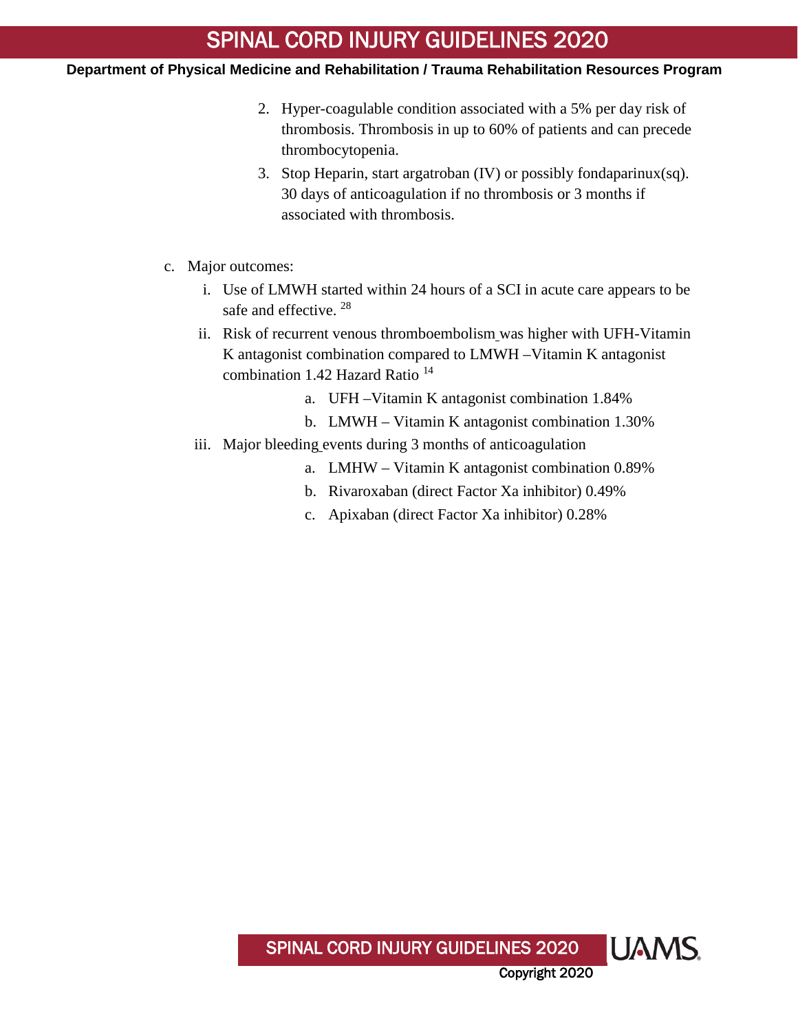2. Hyper-coagulable condition associated with a 5% per day risk of thrombosis. Thrombosis in up to 60% of patients and can precede thrombocytopenia.
3. Stop Heparin, start argatroban (IV) or possibly fondaparinux(sq). 30 days of anticoagulation if no thrombosis or 3 months if associated with thrombosis.

c. Major outcomes:

   i. Use of LMWH started within 24 hours of a SCI in acute care appears to be safe and effective. [28]

   ii. Risk of recurrent venous thromboembolism was higher with UFH-Vitamin K antagonist combination compared to LMWH –Vitamin K antagonist combination 1.42 Hazard Ratio [14]

      a. UFH –Vitamin K antagonist combination 1.84%
      b. LMWH – Vitamin K antagonist combination 1.30%

   iii. Major bleeding events during 3 months of anticoagulation

      a. LMHW – Vitamin K antagonist combination 0.89%
      b. Rivaroxaban (direct Factor Xa inhibitor) 0.49%
      c. Apixaban (direct Factor Xa inhibitor) 0.28%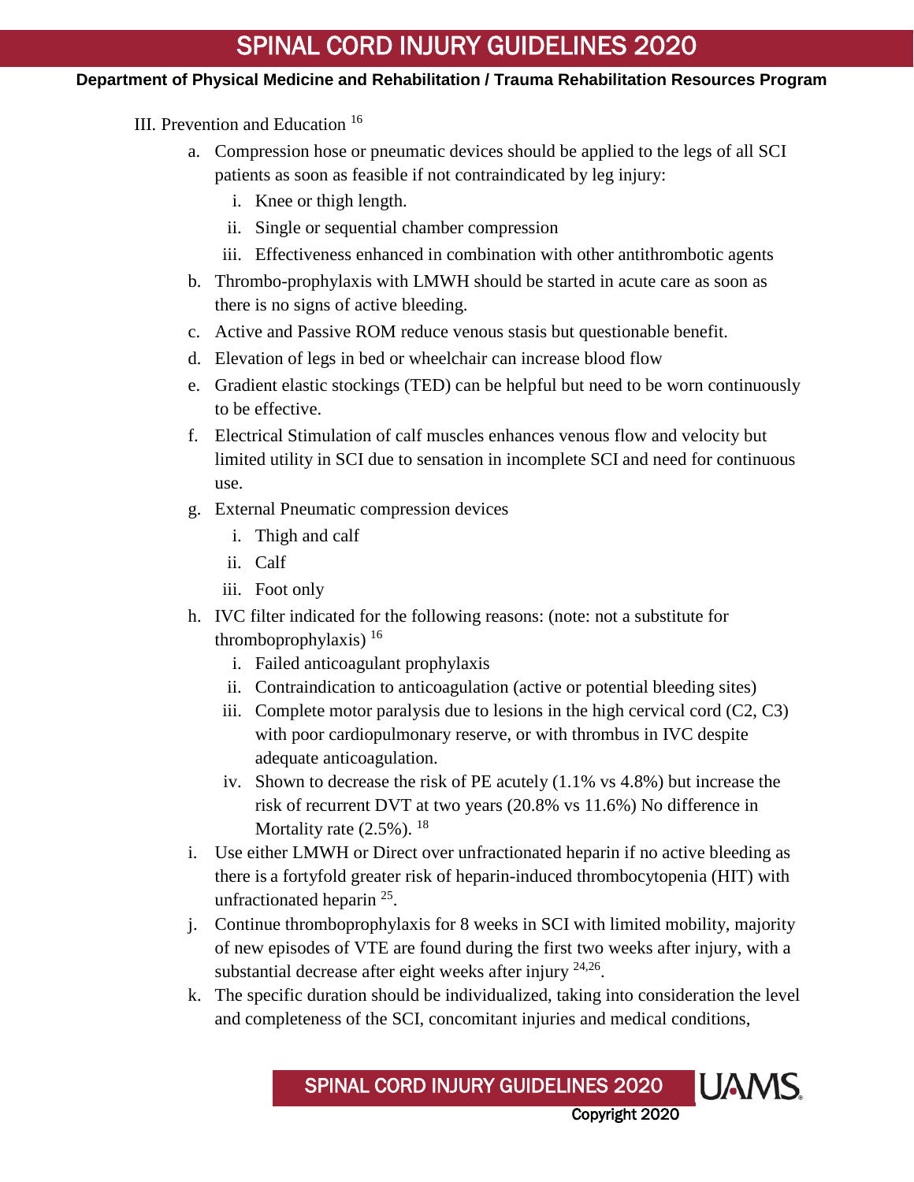III. Prevention and Education [16]

a. Compression hose or pneumatic devices should be applied to the legs of all SCI patients as soon as feasible if not contraindicated by leg injury:
   i. Knee or thigh length.
   ii. Single or sequential chamber compression
   iii. Effectiveness enhanced in combination with other antithrombotic agents
b. Thrombo-prophylaxis with LMWH should be started in acute care as soon as there is no signs of active bleeding.
c. Active and Passive ROM reduce venous stasis but questionable benefit.
d. Elevation of legs in bed or wheelchair can increase blood flow
e. Gradient elastic stockings (TED) can be helpful but need to be worn continuously to be effective.
f. Electrical Stimulation of calf muscles enhances venous flow and velocity but limited utility in SCI due to sensation in incomplete SCI and need for continuous use.
g. External Pneumatic compression devices
   i. Thigh and calf
   ii. Calf
   iii. Foot only
h. IVC filter indicated for the following reasons: (note: not a substitute for thromboprophylaxis) [16]
   i. Failed anticoagulant prophylaxis
   ii. Contraindication to anticoagulation (active or potential bleeding sites)
   iii. Complete motor paralysis due to lesions in the high cervical cord (C2, C3) with poor cardiopulmonary reserve, or with thrombus in IVC despite adequate anticoagulation.
   iv. Shown to decrease the risk of PE acutely (1.1% vs 4.8%) but increase the risk of recurrent DVT at two years (20.8% vs 11.6%) No difference in Mortality rate (2.5%). [18]
i. Use either LMWH or Direct over unfractionated heparin if no active bleeding as there is a fortyfold greater risk of heparin-induced thrombocytopenia (HIT) with unfractionated heparin [25].
j. Continue thromboprophylaxis for 8 weeks in SCI with limited mobility, majority of new episodes of VTE are found during the first two weeks after injury, with a substantial decrease after eight weeks after injury [24,26].
k. The specific duration should be individualized, taking into consideration the level and completeness of the SCI, concomitant injuries and medical conditions,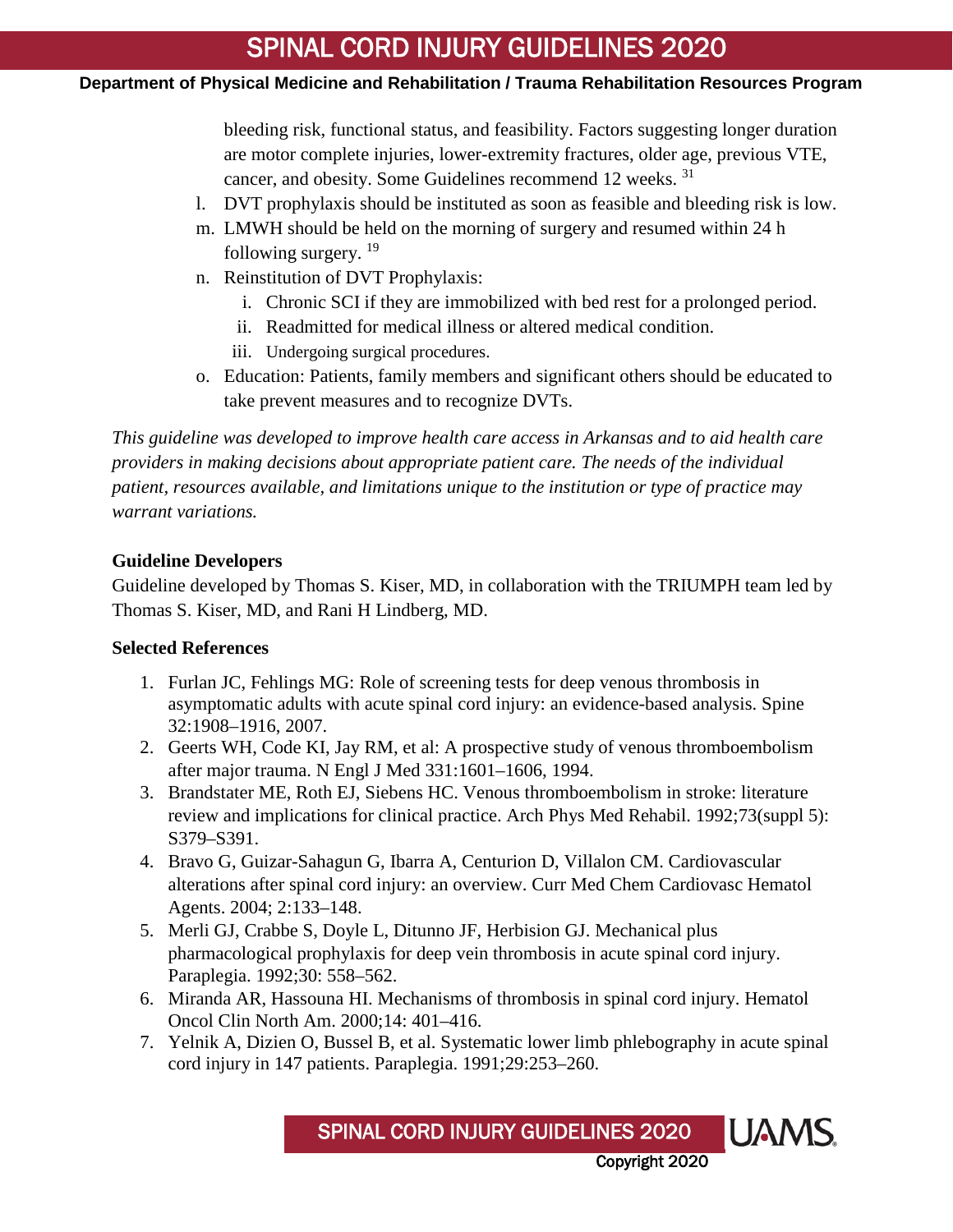bleeding risk, functional status, and feasibility. Factors suggesting longer duration are motor complete injuries, lower-extremity fractures, older age, previous VTE, cancer, and obesity. Some Guidelines recommend 12 weeks. [31]

l. DVT prophylaxis should be instituted as soon as feasible and bleeding risk is low.
m. LMWH should be held on the morning of surgery and resumed within 24 h following surgery. [19]
n. Reinstitution of DVT Prophylaxis:
    i. Chronic SCI if they are immobilized with bed rest for a prolonged period.
    ii. Readmitted for medical illness or altered medical condition.
    iii. Undergoing surgical procedures.
o. Education: Patients, family members and significant others should be educated to take prevent measures and to recognize DVTs.

*This guideline was developed to improve health care access in Arkansas and to aid health care providers in making decisions about appropriate patient care. The needs of the individual patient, resources available, and limitations unique to the institution or type of practice may warrant variations.*

**Guideline Developers**

Guideline developed by Thomas S. Kiser, MD, in collaboration with the TRIUMPH team led by Thomas S. Kiser, MD, and Rani H Lindberg, MD.

**Selected References**

1. Furlan JC, Fehlings MG: Role of screening tests for deep venous thrombosis in asymptomatic adults with acute spinal cord injury: an evidence-based analysis. Spine 32:1908–1916, 2007.
2. Geerts WH, Code KI, Jay RM, et al: A prospective study of venous thromboembolism after major trauma. N Engl J Med 331:1601–1606, 1994.
3. Brandstater ME, Roth EJ, Siebens HC. Venous thromboembolism in stroke: literature review and implications for clinical practice. Arch Phys Med Rehabil. 1992;73(suppl 5): S379–S391.
4. Bravo G, Guizar-Sahagun G, Ibarra A, Centurion D, Villalon CM. Cardiovascular alterations after spinal cord injury: an overview. Curr Med Chem Cardiovasc Hematol Agents. 2004; 2:133–148.
5. Merli GJ, Crabbe S, Doyle L, Ditunno JF, Herbision GJ. Mechanical plus pharmacological prophylaxis for deep vein thrombosis in acute spinal cord injury. Paraplegia. 1992;30: 558–562.
6. Miranda AR, Hassouna HI. Mechanisms of thrombosis in spinal cord injury. Hematol Oncol Clin North Am. 2000;14: 401–416.
7. Yelnik A, Dizien O, Bussel B, et al. Systematic lower limb phlebography in acute spinal cord injury in 147 patients. Paraplegia. 1991;29:253–260.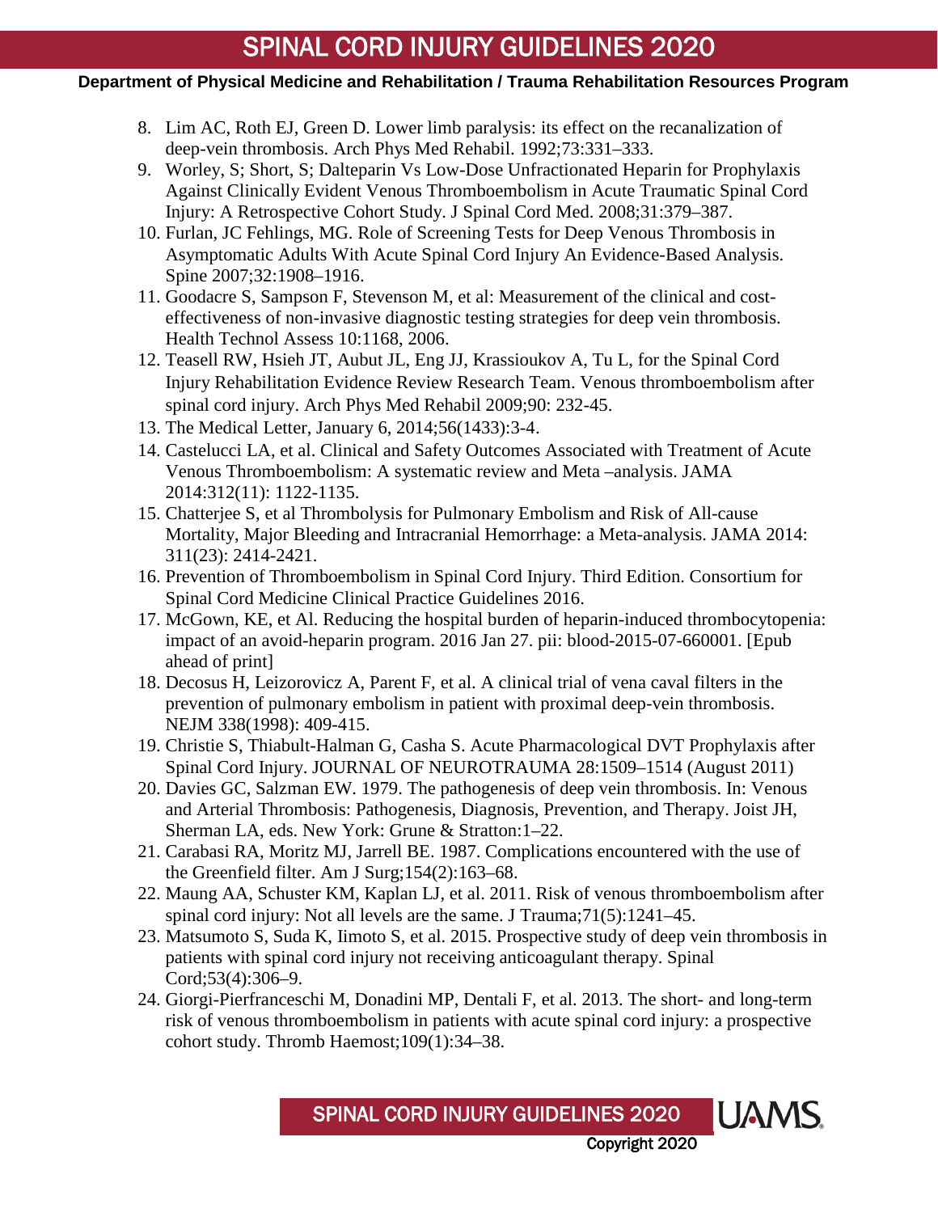8. Lim AC, Roth EJ, Green D. Lower limb paralysis: its effect on the recanalization of deep-vein thrombosis. Arch Phys Med Rehabil. 1992;73:331–333.
9. Worley, S; Short, S; Dalteparin Vs Low-Dose Unfractionated Heparin for Prophylaxis Against Clinically Evident Venous Thromboembolism in Acute Traumatic Spinal Cord Injury: A Retrospective Cohort Study. J Spinal Cord Med. 2008;31:379–387.
10. Furlan, JC Fehlings, MG. Role of Screening Tests for Deep Venous Thrombosis in Asymptomatic Adults With Acute Spinal Cord Injury An Evidence-Based Analysis. Spine 2007;32:1908–1916.
11. Goodacre S, Sampson F, Stevenson M, et al: Measurement of the clinical and cost-effectiveness of non-invasive diagnostic testing strategies for deep vein thrombosis. Health Technol Assess 10:1168, 2006.
12. Teasell RW, Hsieh JT, Aubut JL, Eng JJ, Krassioukov A, Tu L, for the Spinal Cord Injury Rehabilitation Evidence Review Research Team. Venous thromboembolism after spinal cord injury. Arch Phys Med Rehabil 2009;90: 232-45.
13. The Medical Letter, January 6, 2014;56(1433):3-4.
14. Castelucci LA, et al. Clinical and Safety Outcomes Associated with Treatment of Acute Venous Thromboembolism: A systematic review and Meta –analysis. JAMA 2014:312(11): 1122-1135.
15. Chatterjee S, et al Thrombolysis for Pulmonary Embolism and Risk of All-cause Mortality, Major Bleeding and Intracranial Hemorrhage: a Meta-analysis. JAMA 2014: 311(23): 2414-2421.
16. Prevention of Thromboembolism in Spinal Cord Injury. Third Edition. Consortium for Spinal Cord Medicine Clinical Practice Guidelines 2016.
17. McGown, KE, et Al. Reducing the hospital burden of heparin-induced thrombocytopenia: impact of an avoid-heparin program. 2016 Jan 27. pii: blood-2015-07-660001. [Epub ahead of print]
18. Decosus H, Leizorovicz A, Parent F, et al. A clinical trial of vena caval filters in the prevention of pulmonary embolism in patient with proximal deep-vein thrombosis. NEJM 338(1998): 409-415.
19. Christie S, Thiabult-Halman G, Casha S. Acute Pharmacological DVT Prophylaxis after Spinal Cord Injury. JOURNAL OF NEUROTRAUMA 28:1509–1514 (August 2011)
20. Davies GC, Salzman EW. 1979. The pathogenesis of deep vein thrombosis. In: Venous and Arterial Thrombosis: Pathogenesis, Diagnosis, Prevention, and Therapy. Joist JH, Sherman LA, eds. New York: Grune & Stratton:1–22.
21. Carabasi RA, Moritz MJ, Jarrell BE. 1987. Complications encountered with the use of the Greenfield filter. Am J Surg;154(2):163–68.
22. Maung AA, Schuster KM, Kaplan LJ, et al. 2011. Risk of venous thromboembolism after spinal cord injury: Not all levels are the same. J Trauma;71(5):1241–45.
23. Matsumoto S, Suda K, Iimoto S, et al. 2015. Prospective study of deep vein thrombosis in patients with spinal cord injury not receiving anticoagulant therapy. Spinal Cord;53(4):306–9.
24. Giorgi-Pierfranceschi M, Donadini MP, Dentali F, et al. 2013. The short- and long-term risk of venous thromboembolism in patients with acute spinal cord injury: a prospective cohort study. Thromb Haemost;109(1):34–38.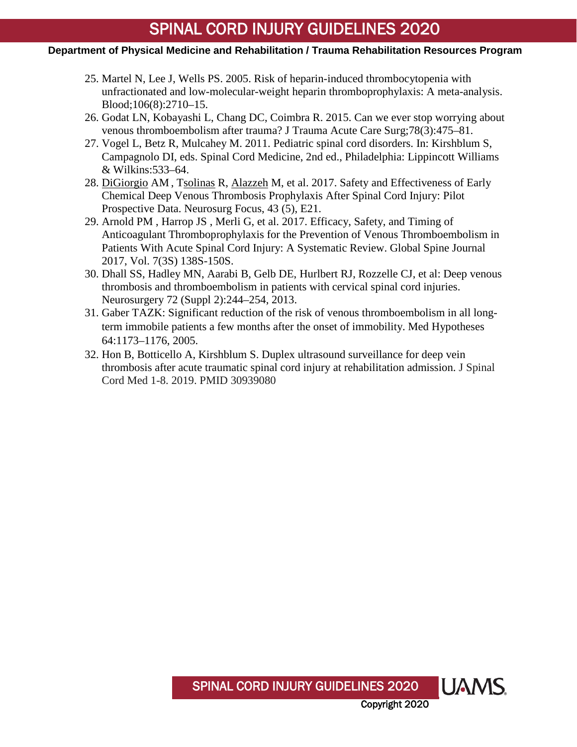25. Martel N, Lee J, Wells PS. 2005. Risk of heparin-induced thrombocytopenia with unfractionated and low-molecular-weight heparin thromboprophylaxis: A meta-analysis. Blood;106(8):2710–15.
26. Godat LN, Kobayashi L, Chang DC, Coimbra R. 2015. Can we ever stop worrying about venous thromboembolism after trauma? J Trauma Acute Care Surg;78(3):475–81.
27. Vogel L, Betz R, Mulcahey M. 2011. Pediatric spinal cord disorders. In: Kirshblum S, Campagnolo DI, eds. Spinal Cord Medicine, 2nd ed., Philadelphia: Lippincott Williams & Wilkins:533–64.
28. DiGiorgio AM , Tsolinas R, Alazzeh M, et al. 2017. Safety and Effectiveness of Early Chemical Deep Venous Thrombosis Prophylaxis After Spinal Cord Injury: Pilot Prospective Data. Neurosurg Focus, 43 (5), E21.
29. Arnold PM , Harrop JS , Merli G, et al. 2017. Efficacy, Safety, and Timing of Anticoagulant Thromboprophylaxis for the Prevention of Venous Thromboembolism in Patients With Acute Spinal Cord Injury: A Systematic Review. Global Spine Journal 2017, Vol. 7(3S) 138S-150S.
30. Dhall SS, Hadley MN, Aarabi B, Gelb DE, Hurlbert RJ, Rozzelle CJ, et al: Deep venous thrombosis and thromboembolism in patients with cervical spinal cord injuries. Neurosurgery 72 (Suppl 2):244–254, 2013.
31. Gaber TAZK: Significant reduction of the risk of venous thromboembolism in all long-term immobile patients a few months after the onset of immobility. Med Hypotheses 64:1173–1176, 2005.
32. Hon B, Botticello A, Kirshblum S. Duplex ultrasound surveillance for deep vein thrombosis after acute traumatic spinal cord injury at rehabilitation admission. J Spinal Cord Med 1-8. 2019. PMID 30939080